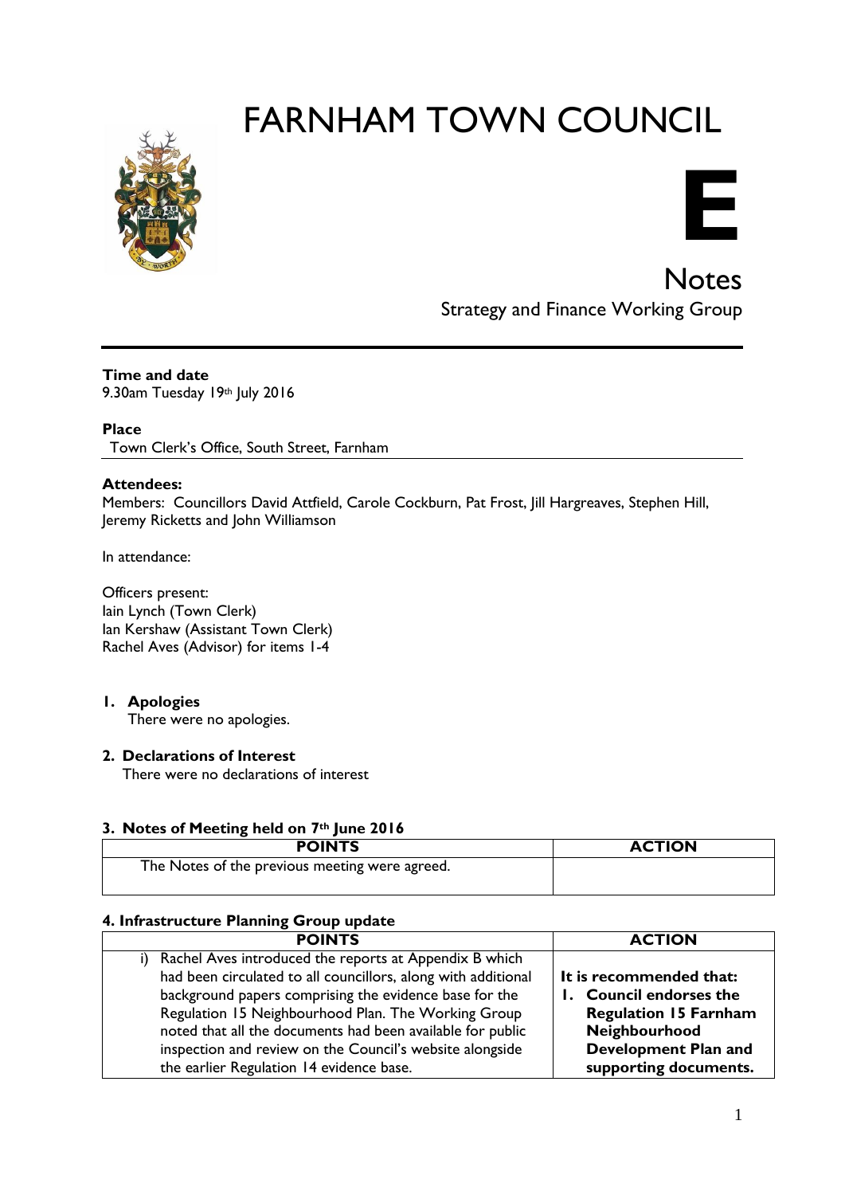# FARNHAM TOWN COUNCIL

**E**

## Notes

Strategy and Finance Working Group

---

**Time and date**
9.30am Tuesday 19th July 2016

**Place**
Town Clerk's Office, South Street, Farnham

**Attendees:**
Members: Councillors David Attfield, Carole Cockburn, Pat Frost, Jill Hargreaves, Stephen Hill, Jeremy Ricketts and John Williamson

In attendance:

Officers present:
Iain Lynch (Town Clerk)
Ian Kershaw (Assistant Town Clerk)
Rachel Aves (Advisor) for items 1-4

1. **Apologies**
   There were no apologies.

2. **Declarations of Interest**
   There were no declarations of interest

**3. Notes of Meeting held on 7th June 2016**

| POINTS | ACTION |
|---|---|
| The Notes of the previous meeting were agreed. | |

**4. Infrastructure Planning Group update**

| POINTS | ACTION |
|---|---|
| i) Rachel Aves introduced the reports at Appendix B which had been circulated to all councillors, along with additional background papers comprising the evidence base for the Regulation 15 Neighbourhood Plan. The Working Group noted that all the documents had been available for public inspection and review on the Council's website alongside the earlier Regulation 14 evidence base. | **It is recommended that:** **1. Council endorses the Regulation 15 Farnham Neighbourhood Development Plan and supporting documents.** |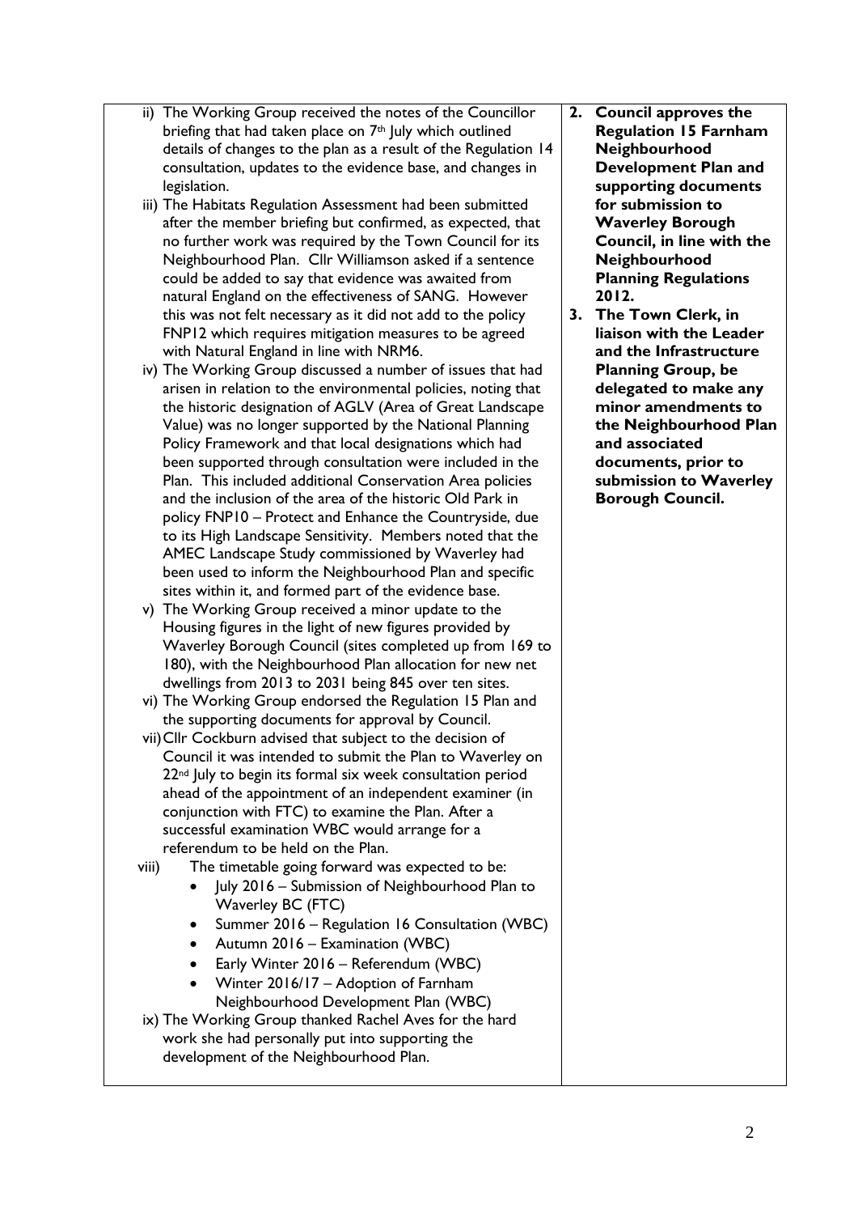| | |
|---|---|
| ii) The Working Group received the notes of the Councillor briefing that had taken place on 7th July which outlined details of changes to the plan as a result of the Regulation 14 consultation, updates to the evidence base, and changes in legislation.<br>iii) The Habitats Regulation Assessment had been submitted after the member briefing but confirmed, as expected, that no further work was required by the Town Council for its Neighbourhood Plan. Cllr Williamson asked if a sentence could be added to say that evidence was awaited from natural England on the effectiveness of SANG. However this was not felt necessary as it did not add to the policy FNP12 which requires mitigation measures to be agreed with Natural England in line with NRM6.<br>iv) The Working Group discussed a number of issues that had arisen in relation to the environmental policies, noting that the historic designation of AGLV (Area of Great Landscape Value) was no longer supported by the National Planning Policy Framework and that local designations which had been supported through consultation were included in the Plan. This included additional Conservation Area policies and the inclusion of the area of the historic Old Park in policy FNP10 – Protect and Enhance the Countryside, due to its High Landscape Sensitivity. Members noted that the AMEC Landscape Study commissioned by Waverley had been used to inform the Neighbourhood Plan and specific sites within it, and formed part of the evidence base.<br>v) The Working Group received a minor update to the Housing figures in the light of new figures provided by Waverley Borough Council (sites completed up from 169 to 180), with the Neighbourhood Plan allocation for new net dwellings from 2013 to 2031 being 845 over ten sites.<br>vi) The Working Group endorsed the Regulation 15 Plan and the supporting documents for approval by Council.<br>vii) Cllr Cockburn advised that subject to the decision of Council it was intended to submit the Plan to Waverley on 22nd July to begin its formal six week consultation period ahead of the appointment of an independent examiner (in conjunction with FTC) to examine the Plan. After a successful examination WBC would arrange for a referendum to be held on the Plan.<br>viii) The timetable going forward was expected to be:<br>• July 2016 – Submission of Neighbourhood Plan to Waverley BC (FTC)<br>• Summer 2016 – Regulation 16 Consultation (WBC)<br>• Autumn 2016 – Examination (WBC)<br>• Early Winter 2016 – Referendum (WBC)<br>• Winter 2016/17 – Adoption of Farnham Neighbourhood Development Plan (WBC)<br>ix) The Working Group thanked Rachel Aves for the hard work she had personally put into supporting the development of the Neighbourhood Plan. | **2. Council approves the Regulation 15 Farnham Neighbourhood Development Plan and supporting documents for submission to Waverley Borough Council, in line with the Neighbourhood Planning Regulations 2012.**<br>**3. The Town Clerk, in liaison with the Leader and the Infrastructure Planning Group, be delegated to make any minor amendments to the Neighbourhood Plan and associated documents, prior to submission to Waverley Borough Council.** |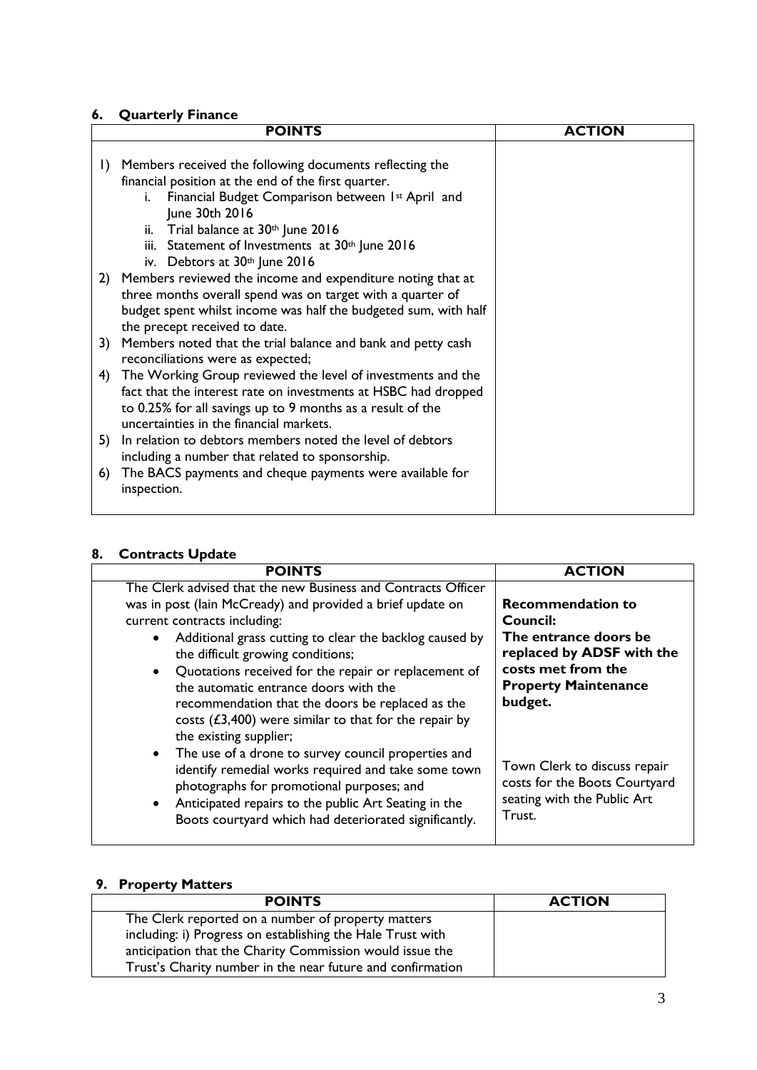## 6. Quarterly Finance

| POINTS | ACTION |
|---|---|
| 1) Members received the following documents reflecting the financial position at the end of the first quarter.<br>i. Financial Budget Comparison between 1st April and June 30th 2016<br>ii. Trial balance at 30th June 2016<br>iii. Statement of Investments at 30th June 2016<br>iv. Debtors at 30th June 2016<br>2) Members reviewed the income and expenditure noting that at three months overall spend was on target with a quarter of budget spent whilst income was half the budgeted sum, with half the precept received to date.<br>3) Members noted that the trial balance and bank and petty cash reconciliations were as expected;<br>4) The Working Group reviewed the level of investments and the fact that the interest rate on investments at HSBC had dropped to 0.25% for all savings up to 9 months as a result of the uncertainties in the financial markets.<br>5) In relation to debtors members noted the level of debtors including a number that related to sponsorship.<br>6) The BACS payments and cheque payments were available for inspection. | |

## 8. Contracts Update

| POINTS | ACTION |
|---|---|
| The Clerk advised that the new Business and Contracts Officer was in post (Iain McCready) and provided a brief update on current contracts including:<br>• Additional grass cutting to clear the backlog caused by the difficult growing conditions;<br>• Quotations received for the repair or replacement of the automatic entrance doors with the recommendation that the doors be replaced as the costs (£3,400) were similar to that for the repair by the existing supplier;<br>• The use of a drone to survey council properties and identify remedial works required and take some town photographs for promotional purposes; and<br>• Anticipated repairs to the public Art Seating in the Boots courtyard which had deteriorated significantly. | **Recommendation to Council: The entrance doors be replaced by ADSF with the costs met from the Property Maintenance budget.**<br><br>Town Clerk to discuss repair costs for the Boots Courtyard seating with the Public Art Trust. |

## 9. Property Matters

| POINTS | ACTION |
|---|---|
| The Clerk reported on a number of property matters including: i) Progress on establishing the Hale Trust with anticipation that the Charity Commission would issue the Trust's Charity number in the near future and confirmation | |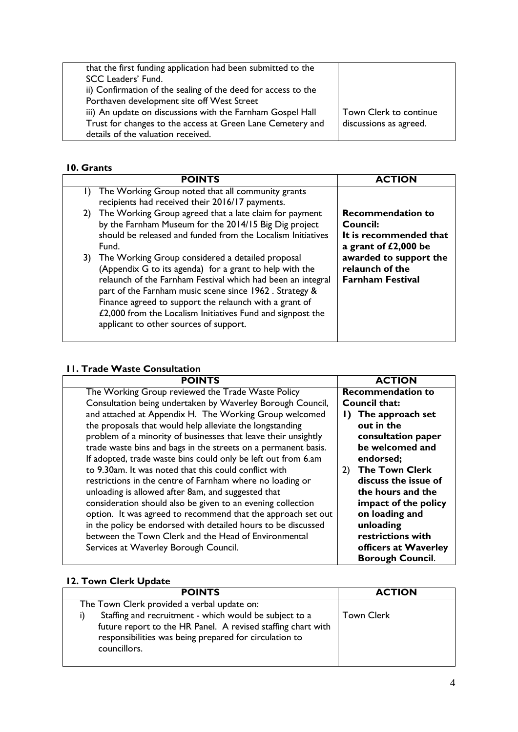| | |
|---|---|
| that the first funding application had been submitted to the SCC Leaders' Fund.<br>ii) Confirmation of the sealing of the deed for access to the Porthaven development site off West Street<br>iii) An update on discussions with the Farnham Gospel Hall Trust for changes to the access at Green Lane Cemetery and details of the valuation received. | Town Clerk to continue discussions as agreed. |

### 10. Grants

| POINTS | ACTION |
|---|---|
| 1) The Working Group noted that all community grants recipients had received their 2016/17 payments.<br>2) The Working Group agreed that a late claim for payment by the Farnham Museum for the 2014/15 Big Dig project should be released and funded from the Localism Initiatives Fund.<br>3) The Working Group considered a detailed proposal (Appendix G to its agenda) for a grant to help with the relaunch of the Farnham Festival which had been an integral part of the Farnham music scene since 1962 . Strategy & Finance agreed to support the relaunch with a grant of £2,000 from the Localism Initiatives Fund and signpost the applicant to other sources of support. | **Recommendation to Council:**<br>**It is recommended that a grant of £2,000 be awarded to support the relaunch of the Farnham Festival** |

### 11. Trade Waste Consultation

| POINTS | ACTION |
|---|---|
| The Working Group reviewed the Trade Waste Policy Consultation being undertaken by Waverley Borough Council, and attached at Appendix H. The Working Group welcomed the proposals that would help alleviate the longstanding problem of a minority of businesses that leave their unsightly trade waste bins and bags in the streets on a permanent basis. If adopted, trade waste bins could only be left out from 6.am to 9.30am. It was noted that this could conflict with restrictions in the centre of Farnham where no loading or unloading is allowed after 8am, and suggested that consideration should also be given to an evening collection option. It was agreed to recommend that the approach set out in the policy be endorsed with detailed hours to be discussed between the Town Clerk and the Head of Environmental Services at Waverley Borough Council. | **Recommendation to Council that:**<br>**1) The approach set out in the consultation paper be welcomed and endorsed;**<br>**2) The Town Clerk discuss the issue of the hours and the impact of the policy on loading and unloading restrictions with officers at Waverley Borough Council**. |

### 12. Town Clerk Update

| POINTS | ACTION |
|---|---|
| The Town Clerk provided a verbal update on:<br>i) Staffing and recruitment - which would be subject to a future report to the HR Panel. A revised staffing chart with responsibilities was being prepared for circulation to councillors. | Town Clerk |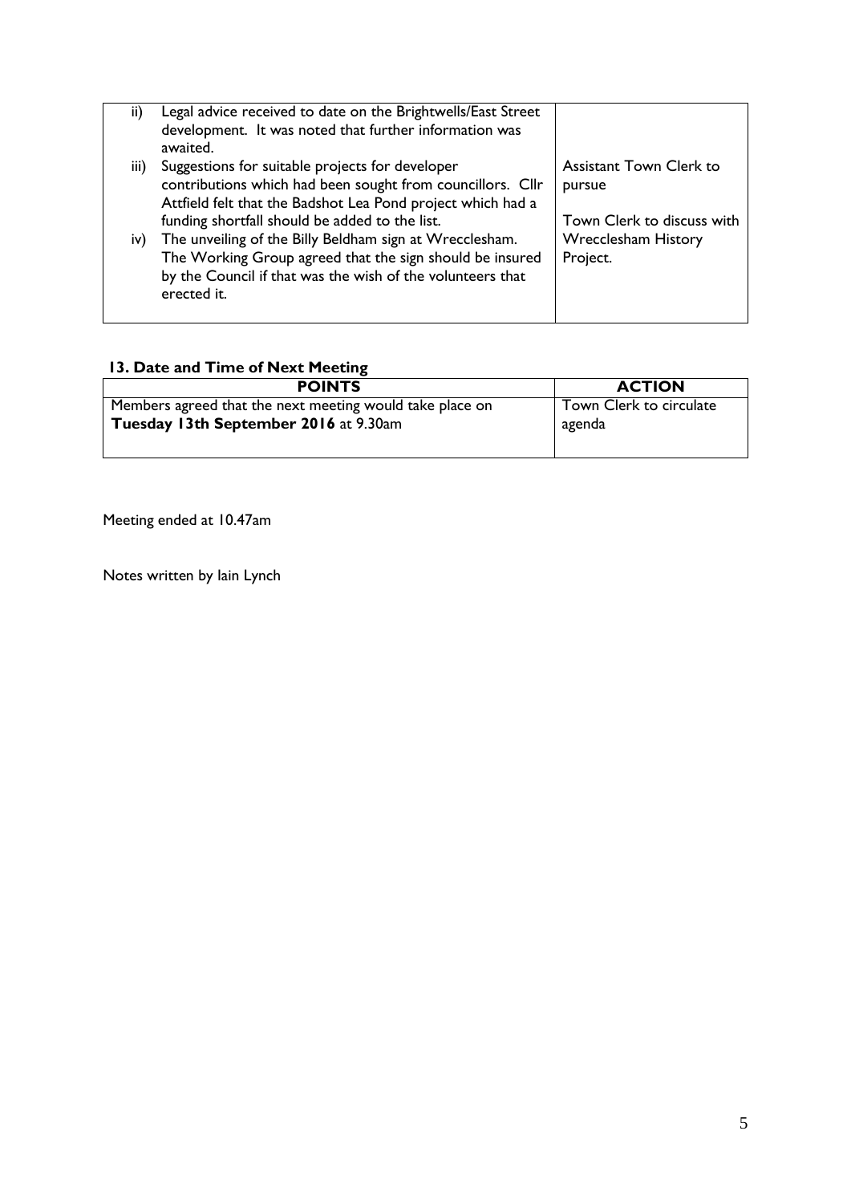| | |
|---|---|
| ii) Legal advice received to date on the Brightwells/East Street development. It was noted that further information was awaited. | |
| iii) Suggestions for suitable projects for developer contributions which had been sought from councillors. Cllr Attfield felt that the Badshot Lea Pond project which had a funding shortfall should be added to the list. | Assistant Town Clerk to pursue |
| iv) The unveiling of the Billy Beldham sign at Wrecclesham. The Working Group agreed that the sign should be insured by the Council if that was the wish of the volunteers that erected it. | Town Clerk to discuss with Wrecclesham History Project. |

### 13. Date and Time of Next Meeting

| POINTS | ACTION |
|---|---|
| Members agreed that the next meeting would take place on **Tuesday 13th September 2016** at 9.30am | Town Clerk to circulate agenda |

Meeting ended at 10.47am

Notes written by Iain Lynch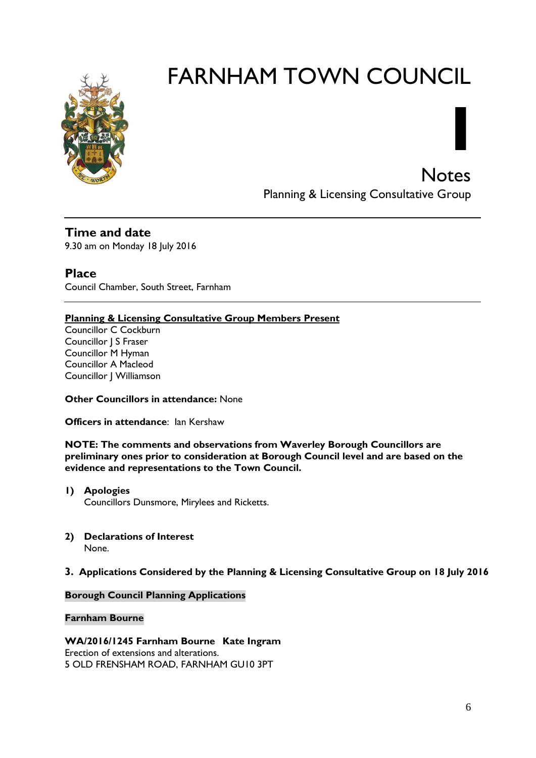# FARNHAM TOWN COUNCIL

## I

## Notes

Planning & Licensing Consultative Group

---

## Time and date

9.30 am on Monday 18 July 2016

## Place

Council Chamber, South Street, Farnham

---

**Planning & Licensing Consultative Group Members Present**

Councillor C Cockburn
Councillor J S Fraser
Councillor M Hyman
Councillor A Macleod
Councillor J Williamson

**Other Councillors in attendance:** None

**Officers in attendance**: Ian Kershaw

**NOTE: The comments and observations from Waverley Borough Councillors are preliminary ones prior to consideration at Borough Council level and are based on the evidence and representations to the Town Council.**

1) **Apologies**
   Councillors Dunsmore, Mirylees and Ricketts.

2) **Declarations of Interest**
   None.

3. **Applications Considered by the Planning & Licensing Consultative Group on 18 July 2016**

**Borough Council Planning Applications**

**Farnham Bourne**

**WA/2016/1245 Farnham Bourne Kate Ingram**
Erection of extensions and alterations.
5 OLD FRENSHAM ROAD, FARNHAM GU10 3PT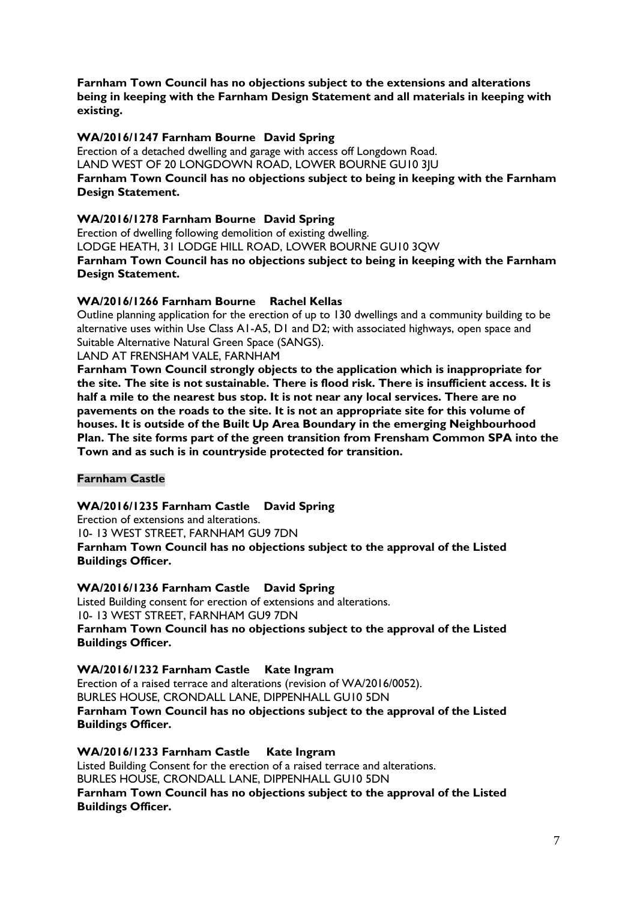**Farnham Town Council has no objections subject to the extensions and alterations being in keeping with the Farnham Design Statement and all materials in keeping with existing.**

**WA/2016/1247 Farnham Bourne David Spring**

Erection of a detached dwelling and garage with access off Longdown Road.
LAND WEST OF 20 LONGDOWN ROAD, LOWER BOURNE GU10 3JU
**Farnham Town Council has no objections subject to being in keeping with the Farnham Design Statement.**

**WA/2016/1278 Farnham Bourne David Spring**

Erection of dwelling following demolition of existing dwelling.
LODGE HEATH, 31 LODGE HILL ROAD, LOWER BOURNE GU10 3QW
**Farnham Town Council has no objections subject to being in keeping with the Farnham Design Statement.**

**WA/2016/1266 Farnham Bourne Rachel Kellas**

Outline planning application for the erection of up to 130 dwellings and a community building to be alternative uses within Use Class A1-A5, D1 and D2; with associated highways, open space and Suitable Alternative Natural Green Space (SANGS).
LAND AT FRENSHAM VALE, FARNHAM
**Farnham Town Council strongly objects to the application which is inappropriate for the site. The site is not sustainable. There is flood risk. There is insufficient access. It is half a mile to the nearest bus stop. It is not near any local services. There are no pavements on the roads to the site. It is not an appropriate site for this volume of houses. It is outside of the Built Up Area Boundary in the emerging Neighbourhood Plan. The site forms part of the green transition from Frensham Common SPA into the Town and as such is in countryside protected for transition.**

**Farnham Castle**

**WA/2016/1235 Farnham Castle David Spring**

Erection of extensions and alterations.
10- 13 WEST STREET, FARNHAM GU9 7DN
**Farnham Town Council has no objections subject to the approval of the Listed Buildings Officer.**

**WA/2016/1236 Farnham Castle David Spring**

Listed Building consent for erection of extensions and alterations.
10- 13 WEST STREET, FARNHAM GU9 7DN
**Farnham Town Council has no objections subject to the approval of the Listed Buildings Officer.**

**WA/2016/1232 Farnham Castle Kate Ingram**

Erection of a raised terrace and alterations (revision of WA/2016/0052).
BURLES HOUSE, CRONDALL LANE, DIPPENHALL GU10 5DN
**Farnham Town Council has no objections subject to the approval of the Listed Buildings Officer.**

**WA/2016/1233 Farnham Castle Kate Ingram**

Listed Building Consent for the erection of a raised terrace and alterations.
BURLES HOUSE, CRONDALL LANE, DIPPENHALL GU10 5DN
**Farnham Town Council has no objections subject to the approval of the Listed Buildings Officer.**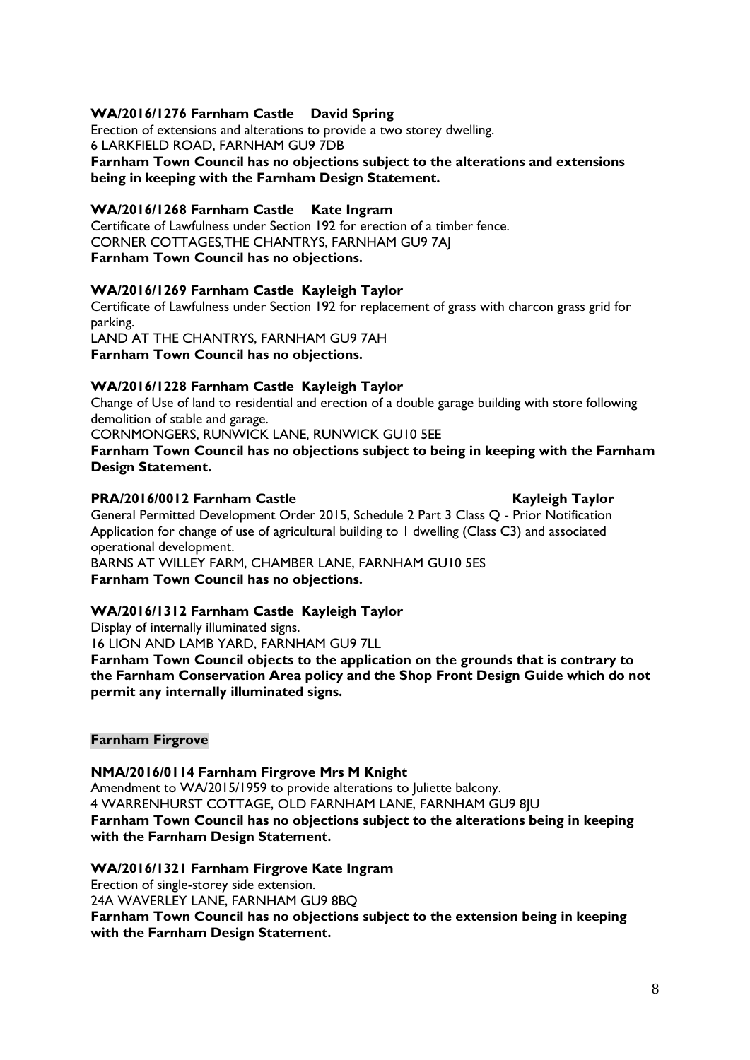**WA/2016/1276 Farnham Castle David Spring**

Erection of extensions and alterations to provide a two storey dwelling.
6 LARKFIELD ROAD, FARNHAM GU9 7DB
**Farnham Town Council has no objections subject to the alterations and extensions being in keeping with the Farnham Design Statement.**

**WA/2016/1268 Farnham Castle Kate Ingram**

Certificate of Lawfulness under Section 192 for erection of a timber fence.
CORNER COTTAGES,THE CHANTRYS, FARNHAM GU9 7AJ
**Farnham Town Council has no objections.**

**WA/2016/1269 Farnham Castle Kayleigh Taylor**

Certificate of Lawfulness under Section 192 for replacement of grass with charcon grass grid for parking.
LAND AT THE CHANTRYS, FARNHAM GU9 7AH
**Farnham Town Council has no objections.**

**WA/2016/1228 Farnham Castle Kayleigh Taylor**

Change of Use of land to residential and erection of a double garage building with store following demolition of stable and garage.
CORNMONGERS, RUNWICK LANE, RUNWICK GU10 5EE
**Farnham Town Council has no objections subject to being in keeping with the Farnham Design Statement.**

**PRA/2016/0012 Farnham Castle Kayleigh Taylor**

General Permitted Development Order 2015, Schedule 2 Part 3 Class Q - Prior Notification Application for change of use of agricultural building to 1 dwelling (Class C3) and associated operational development.
BARNS AT WILLEY FARM, CHAMBER LANE, FARNHAM GU10 5ES
**Farnham Town Council has no objections.**

**WA/2016/1312 Farnham Castle Kayleigh Taylor**

Display of internally illuminated signs.
16 LION AND LAMB YARD, FARNHAM GU9 7LL
**Farnham Town Council objects to the application on the grounds that is contrary to the Farnham Conservation Area policy and the Shop Front Design Guide which do not permit any internally illuminated signs.**

**Farnham Firgrove**

**NMA/2016/0114 Farnham Firgrove Mrs M Knight**

Amendment to WA/2015/1959 to provide alterations to Juliette balcony.
4 WARRENHURST COTTAGE, OLD FARNHAM LANE, FARNHAM GU9 8JU
**Farnham Town Council has no objections subject to the alterations being in keeping with the Farnham Design Statement.**

**WA/2016/1321 Farnham Firgrove Kate Ingram**

Erection of single-storey side extension.
24A WAVERLEY LANE, FARNHAM GU9 8BQ
**Farnham Town Council has no objections subject to the extension being in keeping with the Farnham Design Statement.**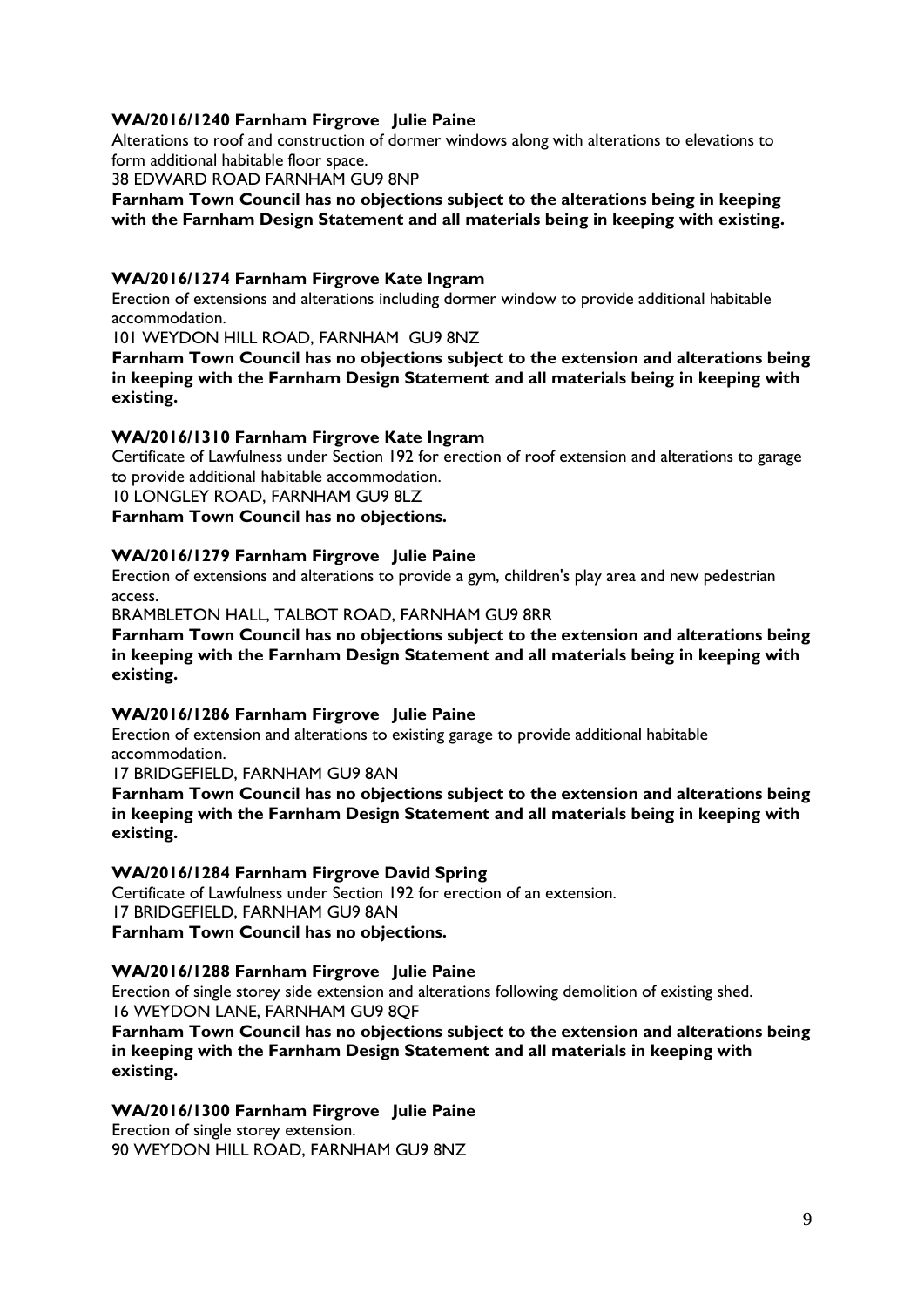**WA/2016/1240 Farnham Firgrove Julie Paine**

Alterations to roof and construction of dormer windows along with alterations to elevations to form additional habitable floor space.

38 EDWARD ROAD FARNHAM GU9 8NP

**Farnham Town Council has no objections subject to the alterations being in keeping with the Farnham Design Statement and all materials being in keeping with existing.**

**WA/2016/1274 Farnham Firgrove Kate Ingram**

Erection of extensions and alterations including dormer window to provide additional habitable accommodation.

101 WEYDON HILL ROAD, FARNHAM GU9 8NZ

**Farnham Town Council has no objections subject to the extension and alterations being in keeping with the Farnham Design Statement and all materials being in keeping with existing.**

**WA/2016/1310 Farnham Firgrove Kate Ingram**

Certificate of Lawfulness under Section 192 for erection of roof extension and alterations to garage to provide additional habitable accommodation.

10 LONGLEY ROAD, FARNHAM GU9 8LZ

**Farnham Town Council has no objections.**

**WA/2016/1279 Farnham Firgrove Julie Paine**

Erection of extensions and alterations to provide a gym, children's play area and new pedestrian access.

BRAMBLETON HALL, TALBOT ROAD, FARNHAM GU9 8RR

**Farnham Town Council has no objections subject to the extension and alterations being in keeping with the Farnham Design Statement and all materials being in keeping with existing.**

**WA/2016/1286 Farnham Firgrove Julie Paine**

Erection of extension and alterations to existing garage to provide additional habitable accommodation.

17 BRIDGEFIELD, FARNHAM GU9 8AN

**Farnham Town Council has no objections subject to the extension and alterations being in keeping with the Farnham Design Statement and all materials being in keeping with existing.**

**WA/2016/1284 Farnham Firgrove David Spring**

Certificate of Lawfulness under Section 192 for erection of an extension.

17 BRIDGEFIELD, FARNHAM GU9 8AN

**Farnham Town Council has no objections.**

**WA/2016/1288 Farnham Firgrove Julie Paine**

Erection of single storey side extension and alterations following demolition of existing shed.

16 WEYDON LANE, FARNHAM GU9 8QF

**Farnham Town Council has no objections subject to the extension and alterations being in keeping with the Farnham Design Statement and all materials in keeping with existing.**

**WA/2016/1300 Farnham Firgrove Julie Paine**

Erection of single storey extension.

90 WEYDON HILL ROAD, FARNHAM GU9 8NZ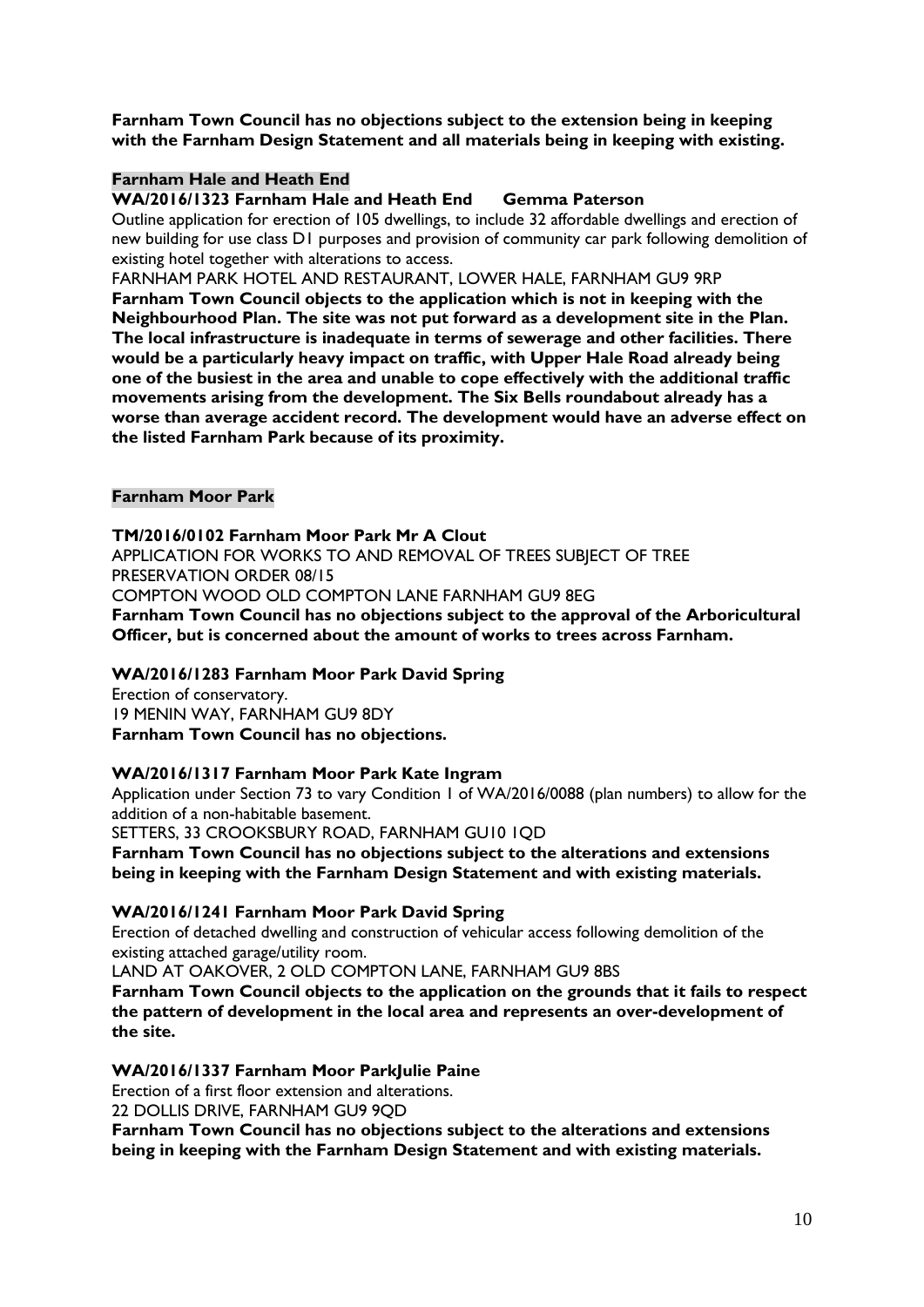**Farnham Town Council has no objections subject to the extension being in keeping with the Farnham Design Statement and all materials being in keeping with existing.**

## Farnham Hale and Heath End

**WA/2016/1323 Farnham Hale and Heath End Gemma Paterson**

Outline application for erection of 105 dwellings, to include 32 affordable dwellings and erection of new building for use class D1 purposes and provision of community car park following demolition of existing hotel together with alterations to access.

FARNHAM PARK HOTEL AND RESTAURANT, LOWER HALE, FARNHAM GU9 9RP

**Farnham Town Council objects to the application which is not in keeping with the Neighbourhood Plan. The site was not put forward as a development site in the Plan. The local infrastructure is inadequate in terms of sewerage and other facilities. There would be a particularly heavy impact on traffic, with Upper Hale Road already being one of the busiest in the area and unable to cope effectively with the additional traffic movements arising from the development. The Six Bells roundabout already has a worse than average accident record. The development would have an adverse effect on the listed Farnham Park because of its proximity.**

## Farnham Moor Park

**TM/2016/0102 Farnham Moor Park Mr A Clout**

APPLICATION FOR WORKS TO AND REMOVAL OF TREES SUBJECT OF TREE PRESERVATION ORDER 08/15

COMPTON WOOD OLD COMPTON LANE FARNHAM GU9 8EG

**Farnham Town Council has no objections subject to the approval of the Arboricultural Officer, but is concerned about the amount of works to trees across Farnham.**

**WA/2016/1283 Farnham Moor Park David Spring**

Erection of conservatory.

19 MENIN WAY, FARNHAM GU9 8DY

**Farnham Town Council has no objections.**

**WA/2016/1317 Farnham Moor Park Kate Ingram**

Application under Section 73 to vary Condition 1 of WA/2016/0088 (plan numbers) to allow for the addition of a non-habitable basement.

SETTERS, 33 CROOKSBURY ROAD, FARNHAM GU10 1QD

**Farnham Town Council has no objections subject to the alterations and extensions being in keeping with the Farnham Design Statement and with existing materials.**

**WA/2016/1241 Farnham Moor Park David Spring**

Erection of detached dwelling and construction of vehicular access following demolition of the existing attached garage/utility room.

LAND AT OAKOVER, 2 OLD COMPTON LANE, FARNHAM GU9 8BS

**Farnham Town Council objects to the application on the grounds that it fails to respect the pattern of development in the local area and represents an over-development of the site.**

**WA/2016/1337 Farnham Moor ParkJulie Paine**

Erection of a first floor extension and alterations.

22 DOLLIS DRIVE, FARNHAM GU9 9QD

**Farnham Town Council has no objections subject to the alterations and extensions being in keeping with the Farnham Design Statement and with existing materials.**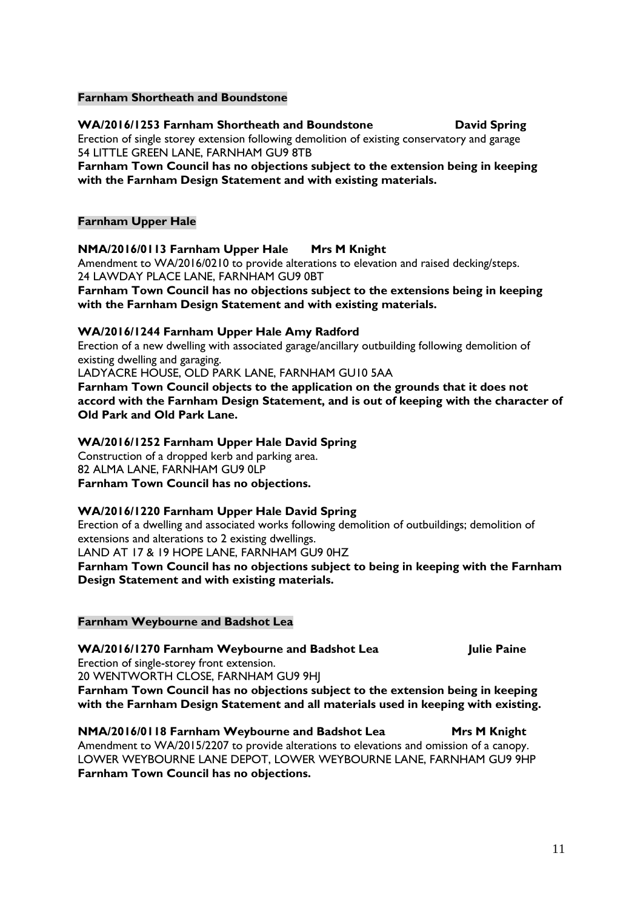## Farnham Shortheath and Boundstone

**WA/2016/1253 Farnham Shortheath and Boundstone David Spring**

Erection of single storey extension following demolition of existing conservatory and garage
54 LITTLE GREEN LANE, FARNHAM GU9 8TB

**Farnham Town Council has no objections subject to the extension being in keeping with the Farnham Design Statement and with existing materials.**

## Farnham Upper Hale

**NMA/2016/0113 Farnham Upper Hale Mrs M Knight**

Amendment to WA/2016/0210 to provide alterations to elevation and raised decking/steps.
24 LAWDAY PLACE LANE, FARNHAM GU9 0BT

**Farnham Town Council has no objections subject to the extensions being in keeping with the Farnham Design Statement and with existing materials.**

**WA/2016/1244 Farnham Upper Hale Amy Radford**

Erection of a new dwelling with associated garage/ancillary outbuilding following demolition of existing dwelling and garaging.
LADYACRE HOUSE, OLD PARK LANE, FARNHAM GU10 5AA

**Farnham Town Council objects to the application on the grounds that it does not accord with the Farnham Design Statement, and is out of keeping with the character of Old Park and Old Park Lane.**

**WA/2016/1252 Farnham Upper Hale David Spring**

Construction of a dropped kerb and parking area.
82 ALMA LANE, FARNHAM GU9 0LP

**Farnham Town Council has no objections.**

**WA/2016/1220 Farnham Upper Hale David Spring**

Erection of a dwelling and associated works following demolition of outbuildings; demolition of extensions and alterations to 2 existing dwellings.
LAND AT 17 & 19 HOPE LANE, FARNHAM GU9 0HZ

**Farnham Town Council has no objections subject to being in keeping with the Farnham Design Statement and with existing materials.**

## Farnham Weybourne and Badshot Lea

**WA/2016/1270 Farnham Weybourne and Badshot Lea Julie Paine**

Erection of single-storey front extension.
20 WENTWORTH CLOSE, FARNHAM GU9 9HJ

**Farnham Town Council has no objections subject to the extension being in keeping with the Farnham Design Statement and all materials used in keeping with existing.**

**NMA/2016/0118 Farnham Weybourne and Badshot Lea Mrs M Knight**

Amendment to WA/2015/2207 to provide alterations to elevations and omission of a canopy.
LOWER WEYBOURNE LANE DEPOT, LOWER WEYBOURNE LANE, FARNHAM GU9 9HP

**Farnham Town Council has no objections.**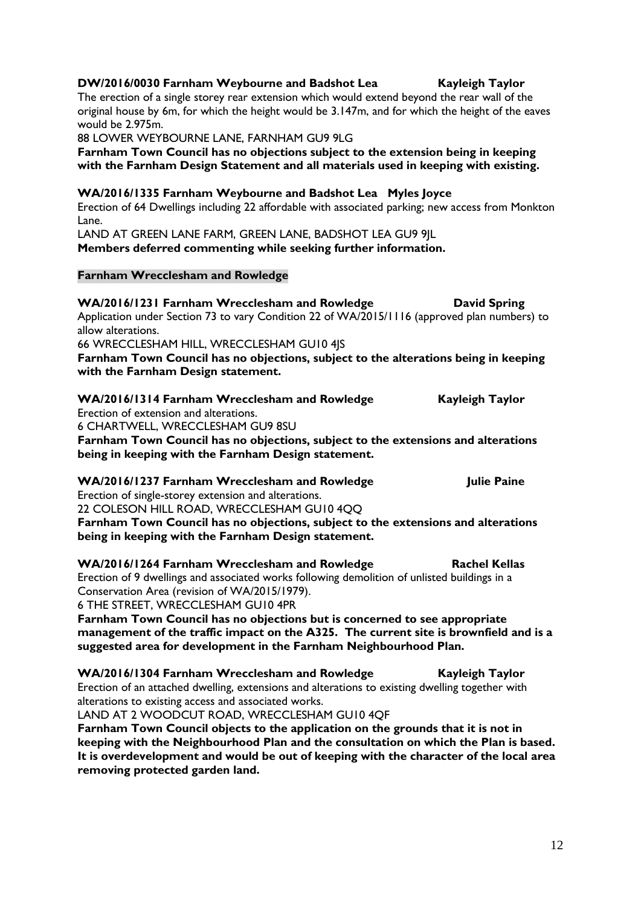**DW/2016/0030 Farnham Weybourne and Badshot Lea Kayleigh Taylor**

The erection of a single storey rear extension which would extend beyond the rear wall of the original house by 6m, for which the height would be 3.147m, and for which the height of the eaves would be 2.975m.

88 LOWER WEYBOURNE LANE, FARNHAM GU9 9LG

**Farnham Town Council has no objections subject to the extension being in keeping with the Farnham Design Statement and all materials used in keeping with existing.**

**WA/2016/1335 Farnham Weybourne and Badshot Lea Myles Joyce**

Erection of 64 Dwellings including 22 affordable with associated parking; new access from Monkton Lane.

LAND AT GREEN LANE FARM, GREEN LANE, BADSHOT LEA GU9 9JL

**Members deferred commenting while seeking further information.**

**Farnham Wrecclesham and Rowledge**

**WA/2016/1231 Farnham Wrecclesham and Rowledge David Spring**

Application under Section 73 to vary Condition 22 of WA/2015/1116 (approved plan numbers) to allow alterations.

66 WRECCLESHAM HILL, WRECCLESHAM GU10 4JS

**Farnham Town Council has no objections, subject to the alterations being in keeping with the Farnham Design statement.**

**WA/2016/1314 Farnham Wrecclesham and Rowledge Kayleigh Taylor**

Erection of extension and alterations.

6 CHARTWELL, WRECCLESHAM GU9 8SU

**Farnham Town Council has no objections, subject to the extensions and alterations being in keeping with the Farnham Design statement.**

**WA/2016/1237 Farnham Wrecclesham and Rowledge Julie Paine**

Erection of single-storey extension and alterations.

22 COLESON HILL ROAD, WRECCLESHAM GU10 4QQ

**Farnham Town Council has no objections, subject to the extensions and alterations being in keeping with the Farnham Design statement.**

**WA/2016/1264 Farnham Wrecclesham and Rowledge Rachel Kellas**

Erection of 9 dwellings and associated works following demolition of unlisted buildings in a Conservation Area (revision of WA/2015/1979).

6 THE STREET, WRECCLESHAM GU10 4PR

**Farnham Town Council has no objections but is concerned to see appropriate management of the traffic impact on the A325. The current site is brownfield and is a suggested area for development in the Farnham Neighbourhood Plan.**

**WA/2016/1304 Farnham Wrecclesham and Rowledge Kayleigh Taylor**

Erection of an attached dwelling, extensions and alterations to existing dwelling together with alterations to existing access and associated works.

LAND AT 2 WOODCUT ROAD, WRECCLESHAM GU10 4QF

**Farnham Town Council objects to the application on the grounds that it is not in keeping with the Neighbourhood Plan and the consultation on which the Plan is based. It is overdevelopment and would be out of keeping with the character of the local area removing protected garden land.**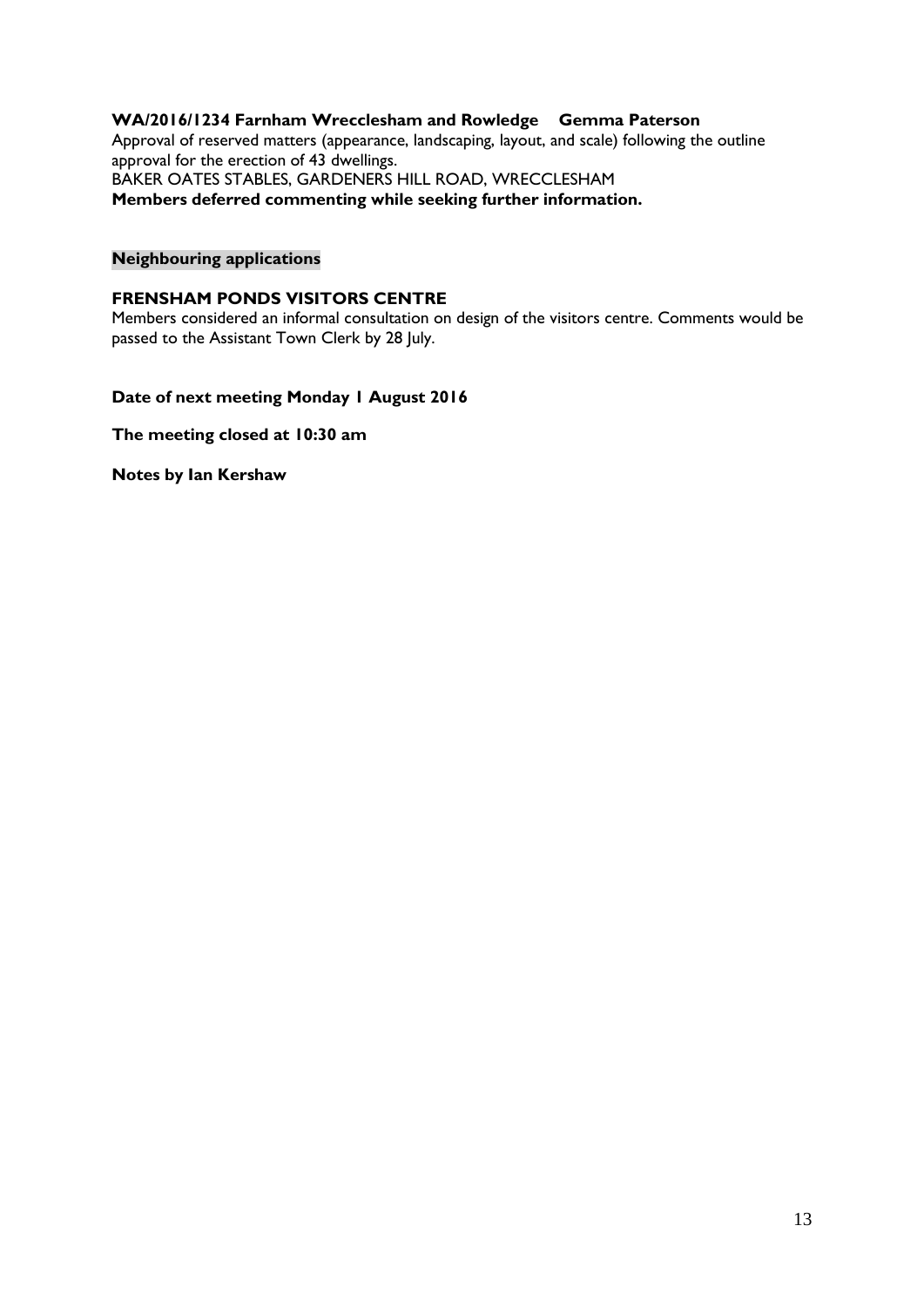**WA/2016/1234 Farnham Wrecclesham and Rowledge Gemma Paterson**
Approval of reserved matters (appearance, landscaping, layout, and scale) following the outline approval for the erection of 43 dwellings.
BAKER OATES STABLES, GARDENERS HILL ROAD, WRECCLESHAM
**Members deferred commenting while seeking further information.**

**Neighbouring applications**

**FRENSHAM PONDS VISITORS CENTRE**
Members considered an informal consultation on design of the visitors centre. Comments would be passed to the Assistant Town Clerk by 28 July.

**Date of next meeting Monday 1 August 2016**

**The meeting closed at 10:30 am**

**Notes by Ian Kershaw**